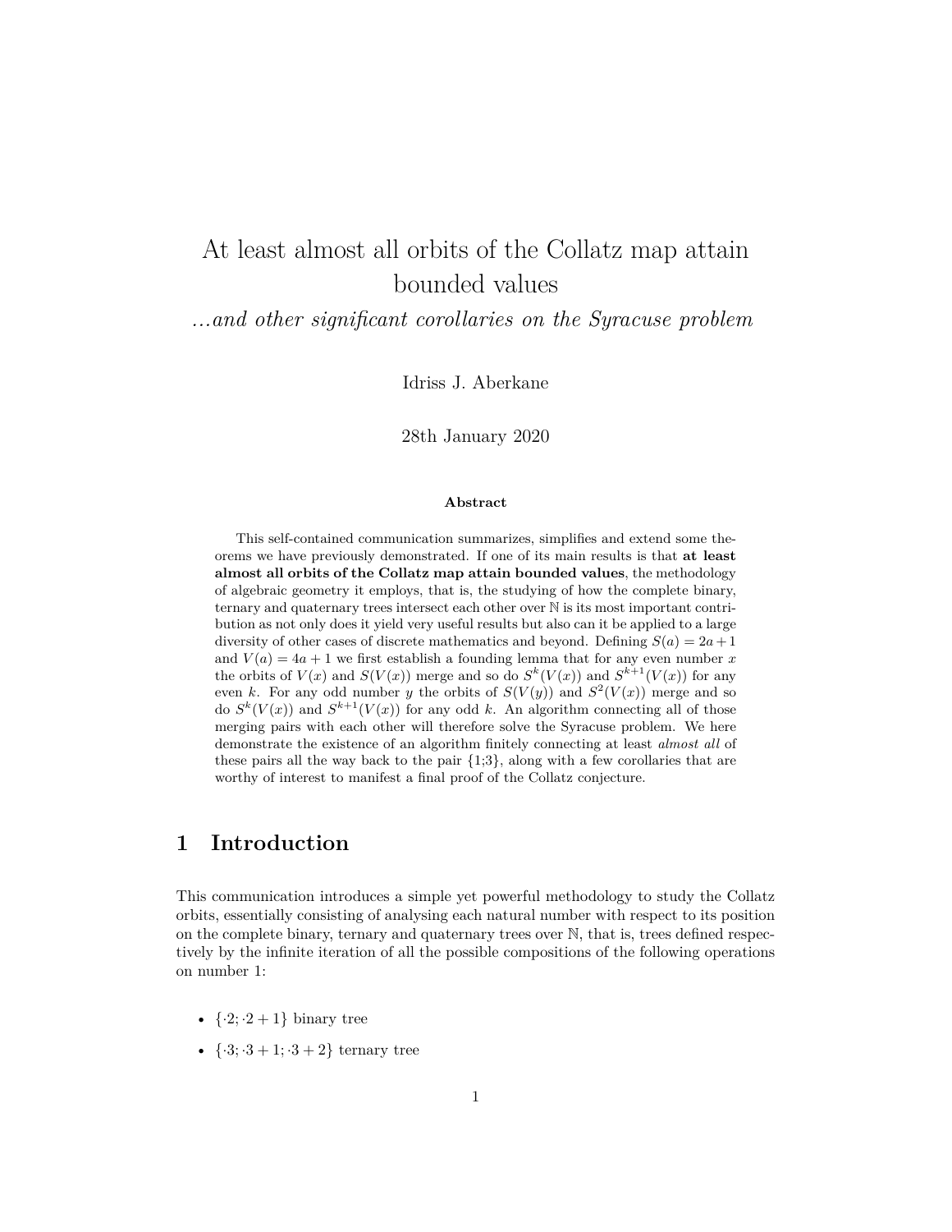// At least almost all orbits of the Collatz map attain bounded values

*...and other significant corollaries on the Syracuse problem*

Idriss J. Aberkane

28th January 2020

**Abstract**

This self-contained communication summarizes, simplifies and extend some theorems we have previously demonstrated. If one of its main results is that **at least almost all orbits of the Collatz map attain bounded values**, the methodology of algebraic geometry it employs, that is, the studying of how the complete binary, ternary and quaternary trees intersect each other over $\mathbb{N}$ is its most important contribution as not only does it yield very useful results but also can it be applied to a large diversity of other cases of discrete mathematics and beyond. Defining $S(a) = 2a + 1$ and $V(a) = 4a + 1$ we first establish a founding lemma that for any even number $x$ the orbits of $V(x)$ and $S(V(x))$ merge and so do $S^k(V(x))$ and $S^{k+1}(V(x))$ for any even $k$. For any odd number $y$ the orbits of $S(V(y))$ and $S^2(V(x))$ merge and so do $S^k(V(x))$ and $S^{k+1}(V(x))$ for any odd $k$. An algorithm connecting all of those merging pairs with each other will therefore solve the Syracuse problem. We here demonstrate the existence of an algorithm finitely connecting at least *almost all* of these pairs all the way back to the pair $\{1;3\}$, along with a few corollaries that are worthy of interest to manifest a final proof of the Collatz conjecture.

## 1 Introduction

This communication introduces a simple yet powerful methodology to study the Collatz orbits, essentially consisting of analysing each natural number with respect to its position on the complete binary, ternary and quaternary trees over $\mathbb{N}$, that is, trees defined respectively by the infinite iteration of all the possible compositions of the following operations on number 1:

- $\{\cdot 2; \cdot 2 + 1\}$ binary tree
- $\{\cdot 3; \cdot 3 + 1; \cdot 3 + 2\}$ ternary tree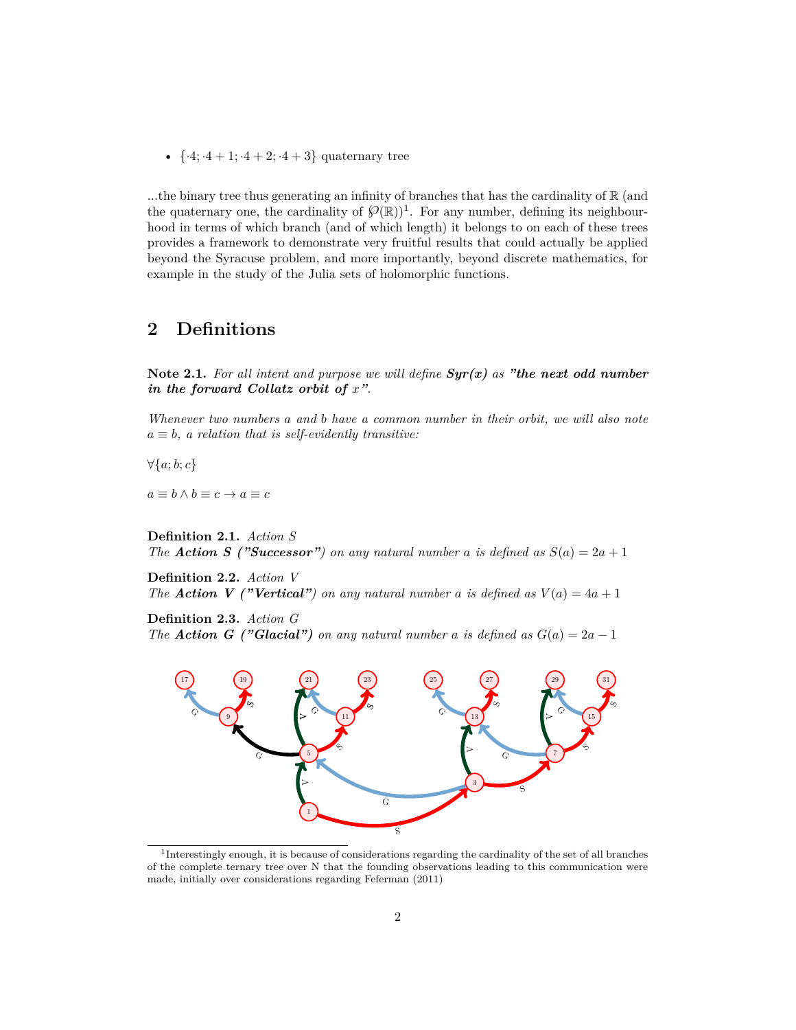- $\{\cdot 4; \cdot 4+1; \cdot 4+2; \cdot 4+3\}$ quaternary tree

...the binary tree thus generating an infinity of branches that has the cardinality of $\mathbb{R}$ (and the quaternary one, the cardinality of $\wp(\mathbb{R})$)[1]. For any number, defining its neighbourhood in terms of which branch (and of which length) it belongs to on each of these trees provides a framework to demonstrate very fruitful results that could actually be applied beyond the Syracuse problem, and more importantly, beyond discrete mathematics, for example in the study of the Julia sets of holomorphic functions.

## 2 Definitions

**Note 2.1.** *For all intent and purpose we will define* ***Syr(x)*** *as* ***"the next odd number in the forward Collatz orbit of*** *$x$**"***.

*Whenever two numbers $a$ and $b$ have a common number in their orbit, we will also note $a \equiv b$, a relation that is self-evidently transitive:*

$\forall \{a; b; c\}$

$a \equiv b \wedge b \equiv c \rightarrow a \equiv c$

**Definition 2.1.** *Action S*
*The* ***Action S ("Successor")*** *on any natural number $a$ is defined as $S(a) = 2a + 1$*

**Definition 2.2.** *Action V*
*The* ***Action V ("Vertical")*** *on any natural number $a$ is defined as $V(a) = 4a + 1$*

**Definition 2.3.** *Action G*
*The* ***Action G ("Glacial")*** *on any natural number $a$ is defined as $G(a) = 2a - 1$*

[1] Interestingly enough, it is because of considerations regarding the cardinality of the set of all branches of the complete ternary tree over N that the founding observations leading to this communication were made, initially over considerations regarding Feferman (2011)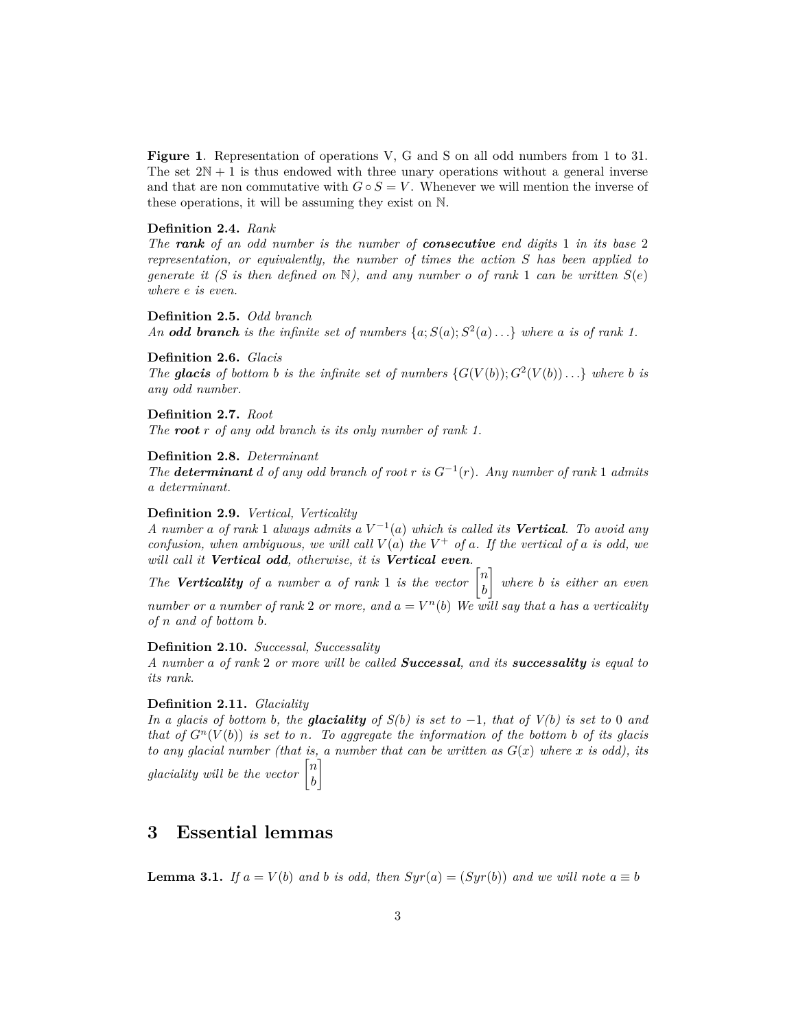**Figure 1**. Representation of operations V, G and S on all odd numbers from 1 to 31. The set $2\mathbb{N}+1$ is thus endowed with three unary operations without a general inverse and that are non commutative with $G \circ S = V$. Whenever we will mention the inverse of these operations, it will be assuming they exist on $\mathbb{N}$.

**Definition 2.4.** *Rank*
*The* ***rank*** *of an odd number is the number of* ***consecutive*** *end digits* 1 *in its base* 2 *representation, or equivalently, the number of times the action* $S$ *has been applied to generate it (*$S$ *is then defined on* $\mathbb{N}$*), and any number* $o$ *of rank* 1 *can be written* $S(e)$ *where* $e$ *is even.*

**Definition 2.5.** *Odd branch*
*An* ***odd branch*** *is the infinite set of numbers* $\{a; S(a); S^2(a)\ldots\}$ *where* $a$ *is of rank 1.*

**Definition 2.6.** *Glacis*
*The* ***glacis*** *of bottom* $b$ *is the infinite set of numbers* $\{G(V(b)); G^2(V(b))\ldots\}$ *where* $b$ *is any odd number.*

**Definition 2.7.** *Root*
*The* ***root*** $r$ *of any odd branch is its only number of rank 1.*

**Definition 2.8.** *Determinant*
*The* ***determinant*** $d$ *of any odd branch of root* $r$ *is* $G^{-1}(r)$*. Any number of rank* 1 *admits a determinant.*

**Definition 2.9.** *Vertical, Verticality*
*A number* $a$ *of rank* 1 *always admits a* $V^{-1}(a)$ *which is called its* ***Vertical****. To avoid any confusion, when ambiguous, we will call* $V(a)$ *the* $V^+$ *of* $a$*. If the vertical of* $a$ *is odd, we will call it* ***Vertical odd****, otherwise, it is* ***Vertical even****.*
*The* ***Verticality*** *of a number* $a$ *of rank* 1 *is the vector* $\begin{bmatrix} n \\ b \end{bmatrix}$ *where* $b$ *is either an even number or a number of rank* 2 *or more, and* $a = V^n(b)$ *We will say that* $a$ *has a verticality of* $n$ *and of bottom* $b$*.*

**Definition 2.10.** *Successal, Successality*
*A number* $a$ *of rank* 2 *or more will be called* ***Successal****, and its* ***successality*** *is equal to its rank.*

**Definition 2.11.** *Glaciality*
*In a glacis of bottom* $b$*, the* ***glaciality*** *of* $S(b)$ *is set to* $-1$*, that of* $V(b)$ *is set to* 0 *and that of* $G^n(V(b))$ *is set to* $n$*. To aggregate the information of the bottom* $b$ *of its glacis to any glacial number (that is, a number that can be written as* $G(x)$ *where* $x$ *is odd), its glaciality will be the vector* $\begin{bmatrix} n \\ b \end{bmatrix}$

# 3 Essential lemmas

**Lemma 3.1.** *If* $a = V(b)$ *and* $b$ *is odd, then* $Syr(a) = (Syr(b))$ *and we will note* $a \equiv b$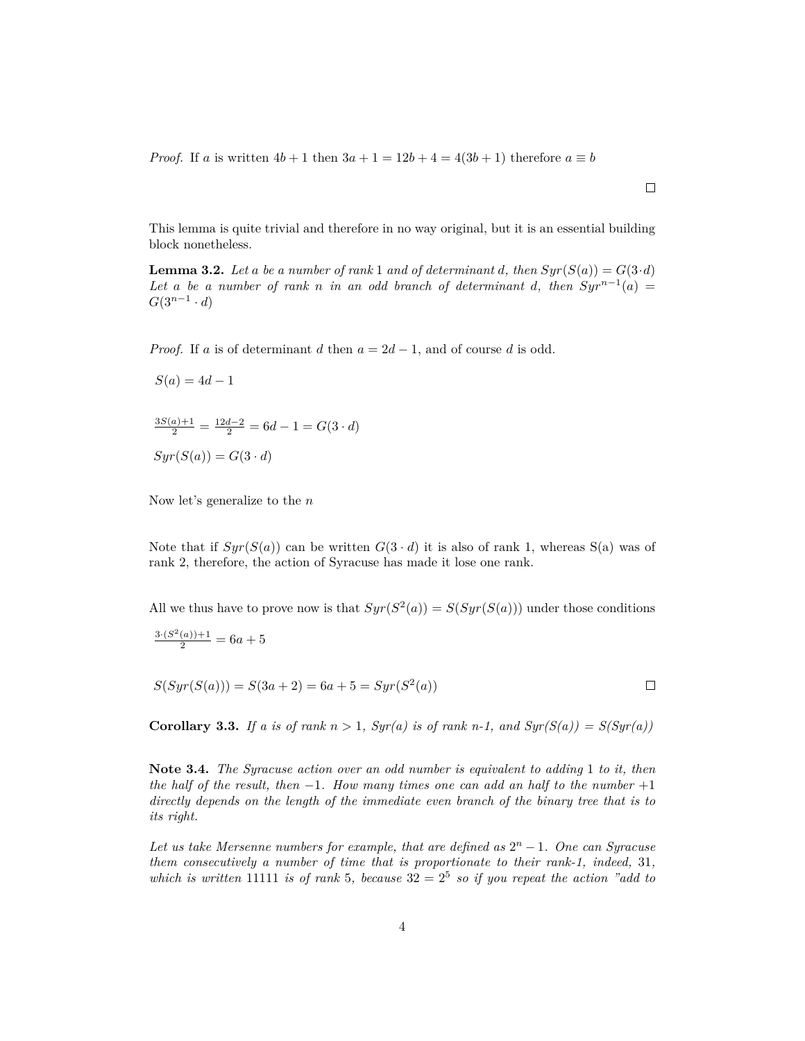*Proof.* If $a$ is written $4b + 1$ then $3a + 1 = 12b + 4 = 4(3b + 1)$ therefore $a \equiv b$ □

This lemma is quite trivial and therefore in no way original, but it is an essential building block nonetheless.

**Lemma 3.2.** *Let $a$ be a number of rank 1 and of determinant $d$, then $Syr(S(a)) = G(3 \cdot d)$ Let $a$ be a number of rank $n$ in an odd branch of determinant $d$, then $Syr^{n-1}(a) = G(3^{n-1} \cdot d)$*

*Proof.* If $a$ is of determinant $d$ then $a = 2d - 1$, and of course $d$ is odd.

$S(a) = 4d - 1$

$\frac{3S(a)+1}{2} = \frac{12d-2}{2} = 6d - 1 = G(3 \cdot d)$

$Syr(S(a)) = G(3 \cdot d)$

Now let's generalize to the $n$

Note that if $Syr(S(a))$ can be written $G(3 \cdot d)$ it is also of rank 1, whereas S(a) was of rank 2, therefore, the action of Syracuse has made it lose one rank.

All we thus have to prove now is that $Syr(S^2(a)) = S(Syr(S(a)))$ under those conditions

$\frac{3 \cdot (S^2(a))+1}{2} = 6a + 5$

$S(Syr(S(a))) = S(3a + 2) = 6a + 5 = Syr(S^2(a))$ □

**Corollary 3.3.** *If a is of rank $n > 1$, Syr(a) is of rank n-1, and Syr(S(a)) = S(Syr(a))*

**Note 3.4.** *The Syracuse action over an odd number is equivalent to adding 1 to it, then the half of the result, then $-1$. How many times one can add an half to the number $+1$ directly depends on the length of the immediate even branch of the binary tree that is to its right.*

*Let us take Mersenne numbers for example, that are defined as $2^n - 1$. One can Syracuse them consecutively a number of time that is proportionate to their rank-1, indeed, 31, which is written 11111 is of rank 5, because $32 = 2^5$ so if you repeat the action "add to*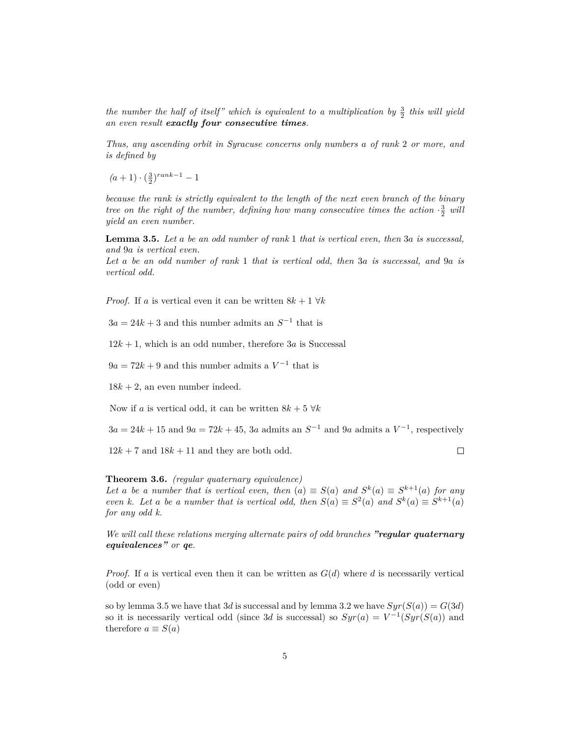*the number the half of itself" which is equivalent to a multiplication by $\frac{3}{2}$ this will yield an even result* ***exactly four consecutive times****.*

*Thus, any ascending orbit in Syracuse concerns only numbers $a$ of rank 2 or more, and is defined by*

$(a+1) \cdot (\frac{3}{2})^{rank-1} - 1$

*because the rank is strictly equivalent to the length of the next even branch of the binary tree on the right of the number, defining how many consecutive times the action $\cdot\frac{3}{2}$ will yield an even number.*

**Lemma 3.5.** *Let $a$ be an odd number of rank 1 that is vertical even, then $3a$ is successal, and $9a$ is vertical even.*
*Let $a$ be an odd number of rank 1 that is vertical odd, then $3a$ is successal, and $9a$ is vertical odd.*

*Proof.* If $a$ is vertical even it can be written $8k + 1 \; \forall k$

$3a = 24k + 3$ and this number admits an $S^{-1}$ that is

$12k + 1$, which is an odd number, therefore $3a$ is Successal

$9a = 72k + 9$ and this number admits a $V^{-1}$ that is

$18k + 2$, an even number indeed.

Now if $a$ is vertical odd, it can be written $8k + 5 \; \forall k$

$3a = 24k + 15$ and $9a = 72k + 45$, $3a$ admits an $S^{-1}$ and $9a$ admits a $V^{-1}$, respectively

$12k + 7$ and $18k + 11$ and they are both odd. ◻

**Theorem 3.6.** *(regular quaternary equivalence)*
*Let $a$ be a number that is vertical even, then $(a) \equiv S(a)$ and $S^k(a) \equiv S^{k+1}(a)$ for any even $k$. Let $a$ be a number that is vertical odd, then $S(a) \equiv S^2(a)$ and $S^k(a) \equiv S^{k+1}(a)$ for any odd $k$.*

*We will call these relations merging alternate pairs of odd branches* ***"regular quaternary equivalences"*** *or* ***qe****.*

*Proof.* If $a$ is vertical even then it can be written as $G(d)$ where $d$ is necessarily vertical (odd or even)

so by lemma 3.5 we have that $3d$ is successal and by lemma 3.2 we have $Syr(S(a)) = G(3d)$ so it is necessarily vertical odd (since $3d$ is successal) so $Syr(a) = V^{-1}(Syr(S(a))$ and therefore $a \equiv S(a)$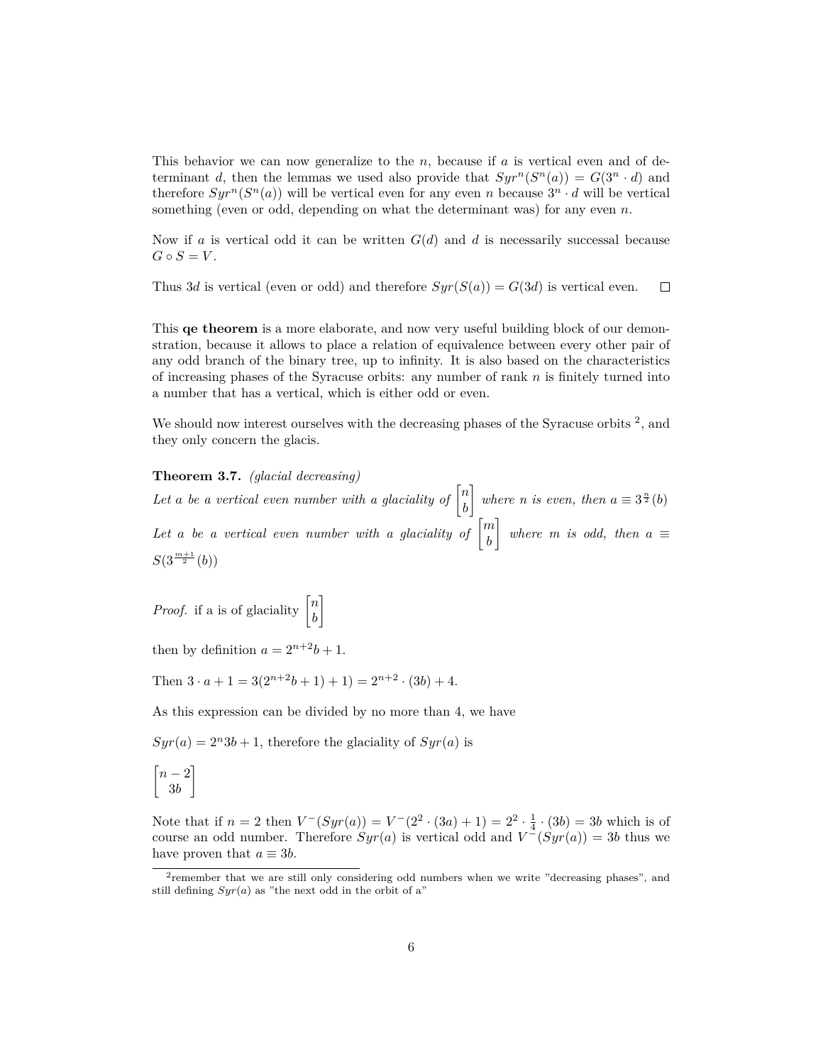This behavior we can now generalize to the $n$, because if $a$ is vertical even and of determinant $d$, then the lemmas we used also provide that $Syr^n(S^n(a)) = G(3^n \cdot d)$ and therefore $Syr^n(S^n(a))$ will be vertical even for any even $n$ because $3^n \cdot d$ will be vertical something (even or odd, depending on what the determinant was) for any even $n$.

Now if $a$ is vertical odd it can be written $G(d)$ and $d$ is necessarily successal because $G \circ S = V$.

Thus $3d$ is vertical (even or odd) and therefore $Syr(S(a)) = G(3d)$ is vertical even. □

This **qe theorem** is a more elaborate, and now very useful building block of our demonstration, because it allows to place a relation of equivalence between every other pair of any odd branch of the binary tree, up to infinity. It is also based on the characteristics of increasing phases of the Syracuse orbits: any number of rank $n$ is finitely turned into a number that has a vertical, which is either odd or even.

We should now interest ourselves with the decreasing phases of the Syracuse orbits [2], and they only concern the glacis.

**Theorem 3.7.** *(glacial decreasing)*
*Let $a$ be a vertical even number with a glaciality of $\begin{bmatrix} n \\ b \end{bmatrix}$ where $n$ is even, then $a \equiv 3^{\frac{n}{2}}(b)$*
*Let $a$ be a vertical even number with a glaciality of $\begin{bmatrix} m \\ b \end{bmatrix}$ where $m$ is odd, then $a \equiv S(3^{\frac{m+1}{2}}(b))$*

*Proof.* if a is of glaciality $\begin{bmatrix} n \\ b \end{bmatrix}$

then by definition $a = 2^{n+2}b + 1$.

Then $3 \cdot a + 1 = 3(2^{n+2}b + 1) + 1) = 2^{n+2} \cdot (3b) + 4$.

As this expression can be divided by no more than 4, we have

$Syr(a) = 2^n 3b + 1$, therefore the glaciality of $Syr(a)$ is

$$\begin{bmatrix} n-2 \\ 3b \end{bmatrix}$$

Note that if $n = 2$ then $V^-(Syr(a)) = V^-(2^2 \cdot (3a) + 1) = 2^2 \cdot \frac{1}{4} \cdot (3b) = 3b$ which is of course an odd number. Therefore $Syr(a)$ is vertical odd and $V^-(Syr(a)) = 3b$ thus we have proven that $a \equiv 3b$.

[2] remember that we are still only considering odd numbers when we write "decreasing phases", and still defining $Syr(a)$ as "the next odd in the orbit of a"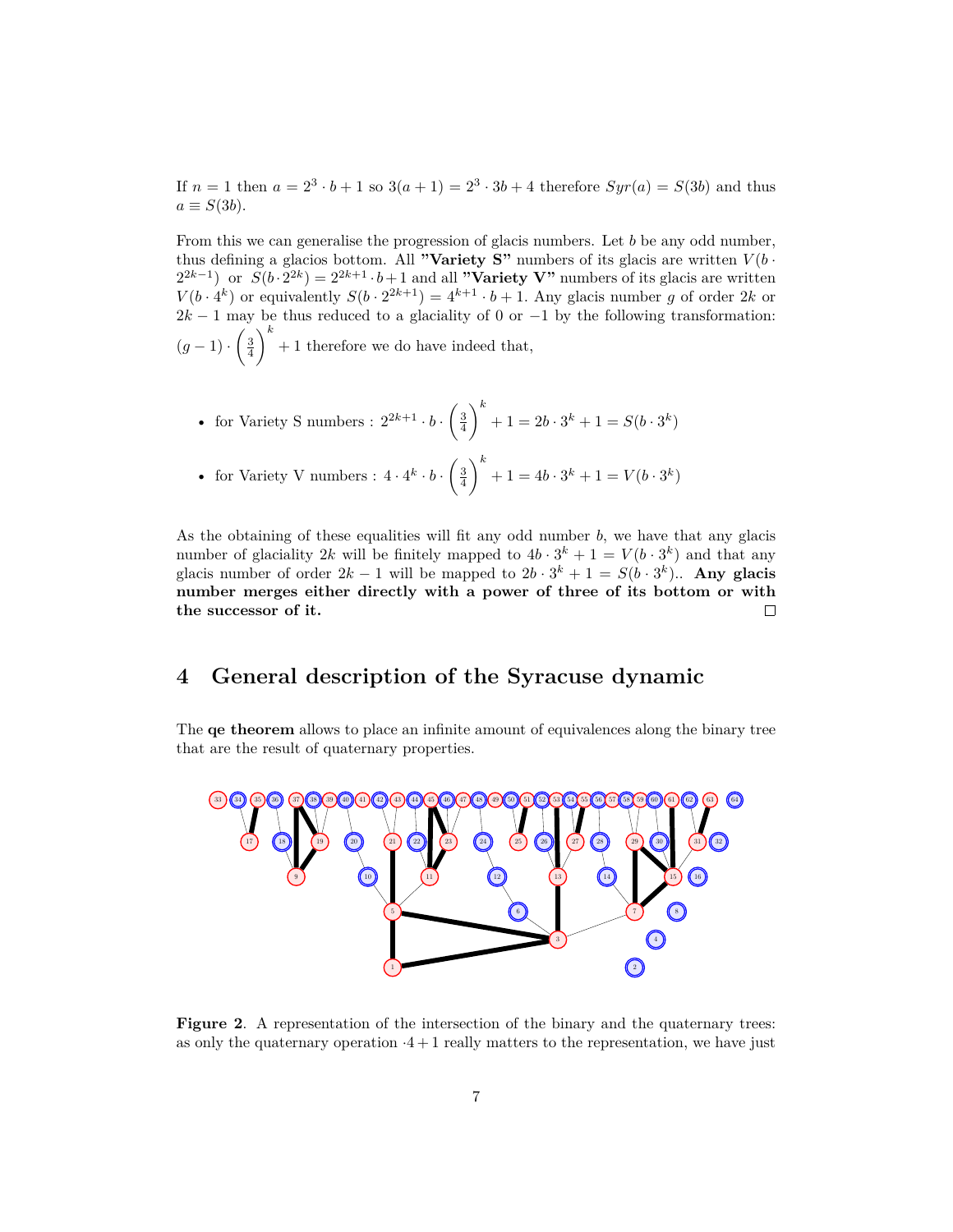If $n = 1$ then $a = 2^3 \cdot b + 1$ so $3(a+1) = 2^3 \cdot 3b + 4$ therefore $Syr(a) = S(3b)$ and thus $a \equiv S(3b)$.

From this we can generalise the progression of glacis numbers. Let $b$ be any odd number, thus defining a glacios bottom. All **"Variety S"** numbers of its glacis are written $V(b \cdot 2^{2k-1})$ or $S(b \cdot 2^{2k}) = 2^{2k+1} \cdot b + 1$ and all **"Variety V"** numbers of its glacis are written $V(b \cdot 4^k)$ or equivalently $S(b \cdot 2^{2k+1}) = 4^{k+1} \cdot b + 1$. Any glacis number $g$ of order $2k$ or $2k-1$ may be thus reduced to a glaciality of 0 or $-1$ by the following transformation: $(g-1) \cdot \left(\frac{3}{4}\right)^k + 1$ therefore we do have indeed that,

- for Variety S numbers : $2^{2k+1} \cdot b \cdot \left(\frac{3}{4}\right)^k + 1 = 2b \cdot 3^k + 1 = S(b \cdot 3^k)$
- for Variety V numbers : $4 \cdot 4^k \cdot b \cdot \left(\frac{3}{4}\right)^k + 1 = 4b \cdot 3^k + 1 = V(b \cdot 3^k)$

As the obtaining of these equalities will fit any odd number $b$, we have that any glacis number of glaciality $2k$ will be finitely mapped to $4b \cdot 3^k + 1 = V(b \cdot 3^k)$ and that any glacis number of order $2k-1$ will be mapped to $2b \cdot 3^k + 1 = S(b \cdot 3^k)$.. **Any glacis number merges either directly with a power of three of its bottom or with the successor of it.** □

## 4 General description of the Syracuse dynamic

The **qe theorem** allows to place an infinite amount of equivalences along the binary tree that are the result of quaternary properties.

**Figure 2**. A representation of the intersection of the binary and the quaternary trees: as only the quaternary operation $\cdot 4 + 1$ really matters to the representation, we have just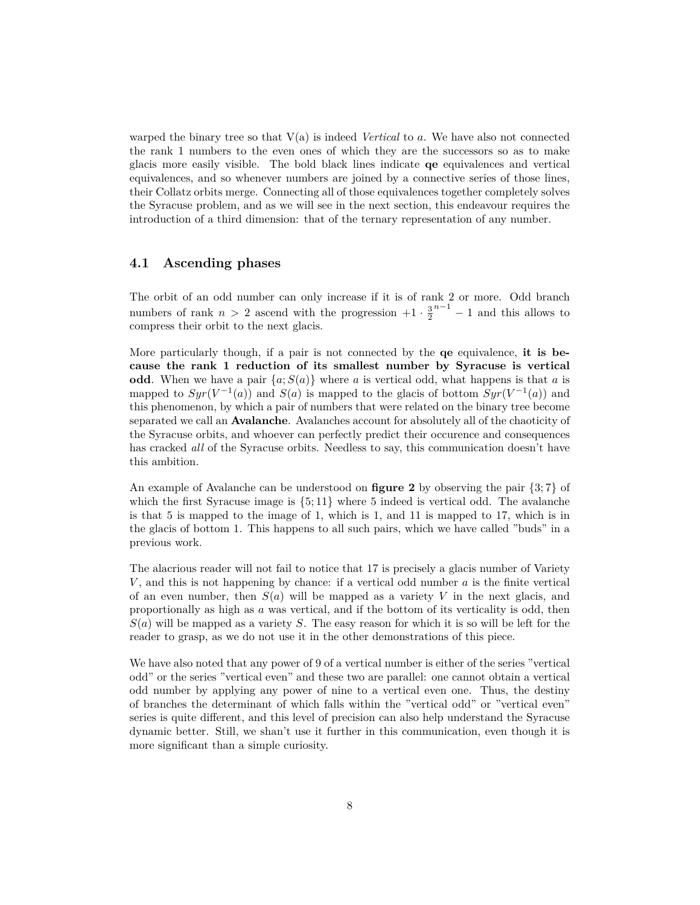warped the binary tree so that V(a) is indeed *Vertical* to $a$. We have also not connected the rank 1 numbers to the even ones of which they are the successors so as to make glacis more easily visible. The bold black lines indicate **qe** equivalences and vertical equivalences, and so whenever numbers are joined by a connective series of those lines, their Collatz orbits merge. Connecting all of those equivalences together completely solves the Syracuse problem, and as we will see in the next section, this endeavour requires the introduction of a third dimension: that of the ternary representation of any number.

## 4.1 Ascending phases

The orbit of an odd number can only increase if it is of rank 2 or more. Odd branch numbers of rank $n > 2$ ascend with the progression $+1 \cdot \frac{3}{2}^{n-1} - 1$ and this allows to compress their orbit to the next glacis.

More particularly though, if a pair is not connected by the **qe** equivalence, **it is because the rank 1 reduction of its smallest number by Syracuse is vertical odd**. When we have a pair $\{a; S(a)\}$ where $a$ is vertical odd, what happens is that $a$ is mapped to $Syr(V^{-1}(a))$ and $S(a)$ is mapped to the glacis of bottom $Syr(V^{-1}(a))$ and this phenomenon, by which a pair of numbers that were related on the binary tree become separated we call an **Avalanche**. Avalanches account for absolutely all of the chaoticity of the Syracuse orbits, and whoever can perfectly predict their occurence and consequences has cracked *all* of the Syracuse orbits. Needless to say, this communication doesn't have this ambition.

An example of Avalanche can be understood on **figure 2** by observing the pair $\{3; 7\}$ of which the first Syracuse image is $\{5; 11\}$ where 5 indeed is vertical odd. The avalanche is that 5 is mapped to the image of 1, which is 1, and 11 is mapped to 17, which is in the glacis of bottom 1. This happens to all such pairs, which we have called "buds" in a previous work.

The alacrious reader will not fail to notice that 17 is precisely a glacis number of Variety $V$, and this is not happening by chance: if a vertical odd number $a$ is the finite vertical of an even number, then $S(a)$ will be mapped as a variety $V$ in the next glacis, and proportionally as high as $a$ was vertical, and if the bottom of its verticality is odd, then $S(a)$ will be mapped as a variety $S$. The easy reason for which it is so will be left for the reader to grasp, as we do not use it in the other demonstrations of this piece.

We have also noted that any power of 9 of a vertical number is either of the series "vertical odd" or the series "vertical even" and these two are parallel: one cannot obtain a vertical odd number by applying any power of nine to a vertical even one. Thus, the destiny of branches the determinant of which falls within the "vertical odd" or "vertical even" series is quite different, and this level of precision can also help understand the Syracuse dynamic better. Still, we shan't use it further in this communication, even though it is more significant than a simple curiosity.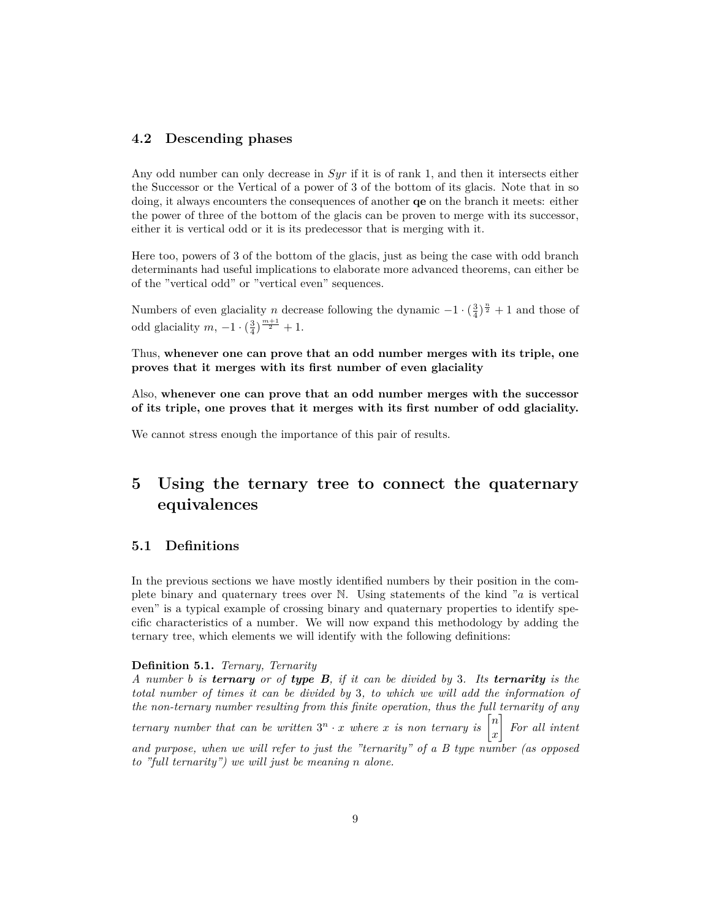### 4.2 Descending phases

Any odd number can only decrease in *Syr* if it is of rank 1, and then it intersects either the Successor or the Vertical of a power of 3 of the bottom of its glacis. Note that in so doing, it always encounters the consequences of another **qe** on the branch it meets: either the power of three of the bottom of the glacis can be proven to merge with its successor, either it is vertical odd or it is its predecessor that is merging with it.

Here too, powers of 3 of the bottom of the glacis, just as being the case with odd branch determinants had useful implications to elaborate more advanced theorems, can either be of the "vertical odd" or "vertical even" sequences.

Numbers of even glaciality $n$ decrease following the dynamic $-1 \cdot (\frac{3}{4})^{\frac{n}{2}} + 1$ and those of odd glaciality $m$, $-1 \cdot (\frac{3}{4})^{\frac{m+1}{2}} + 1$.

Thus, **whenever one can prove that an odd number merges with its triple, one proves that it merges with its first number of even glaciality**

Also, **whenever one can prove that an odd number merges with the successor of its triple, one proves that it merges with its first number of odd glaciality.**

We cannot stress enough the importance of this pair of results.

# 5 Using the ternary tree to connect the quaternary equivalences

## 5.1 Definitions

In the previous sections we have mostly identified numbers by their position in the complete binary and quaternary trees over $\mathbb{N}$. Using statements of the kind "$a$ is vertical even" is a typical example of crossing binary and quaternary properties to identify specific characteristics of a number. We will now expand this methodology by adding the ternary tree, which elements we will identify with the following definitions:

**Definition 5.1.** *Ternary, Ternarity*
*A number $b$ is* ***ternary*** *or of* ***type B****, if it can be divided by 3. Its* ***ternarity*** *is the total number of times it can be divided by 3, to which we will add the information of the non-ternary number resulting from this finite operation, thus the full ternarity of any ternary number that can be written $3^n \cdot x$ where $x$ is non ternary is $\begin{bmatrix} n \\ x \end{bmatrix}$ For all intent and purpose, when we will refer to just the "ternarity" of a B type number (as opposed to "full ternarity") we will just be meaning $n$ alone.*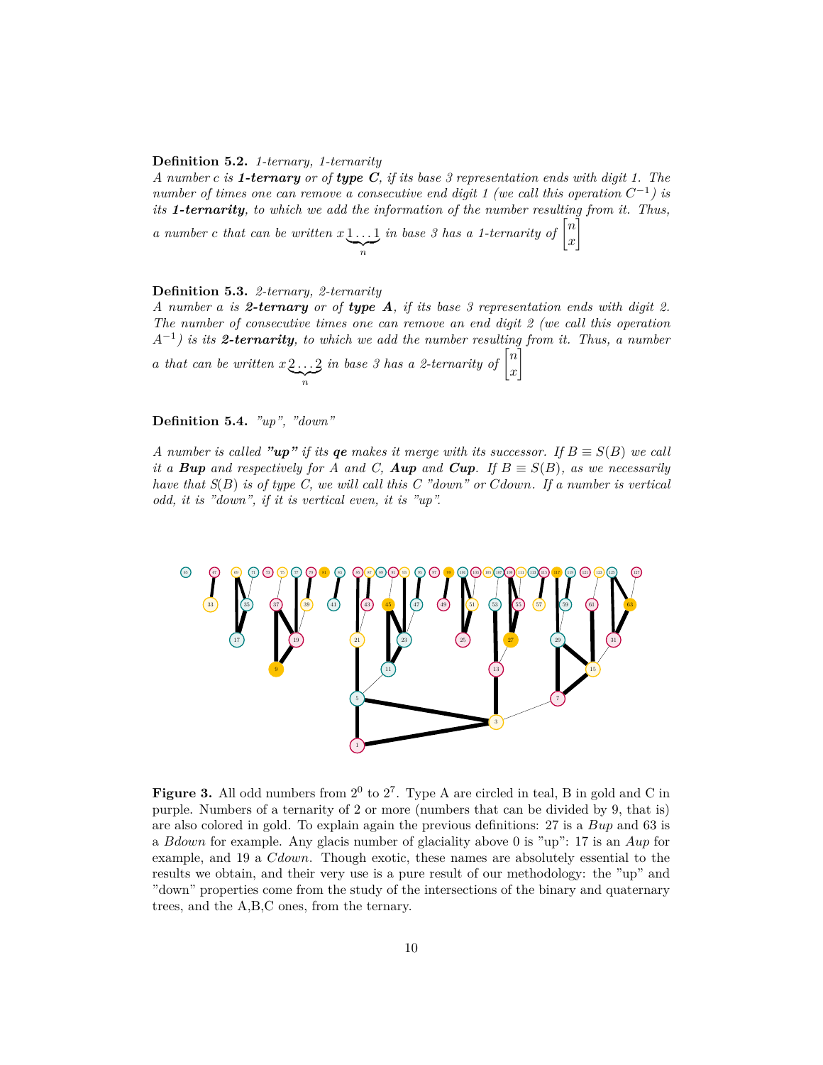**Definition 5.2.** *1-ternary, 1-ternarity*
*A number c is **1-ternary** or of **type C**, if its base 3 representation ends with digit 1. The number of times one can remove a consecutive end digit 1 (we call this operation $C^{-1}$) is its **1-ternarity**, to which we add the information of the number resulting from it. Thus, a number c that can be written* $x\underbrace{1\ldots1}_{n}$ *in base 3 has a 1-ternarity of* $\begin{bmatrix} n \\ x \end{bmatrix}$

**Definition 5.3.** *2-ternary, 2-ternarity*
*A number a is **2-ternary** or of **type A**, if its base 3 representation ends with digit 2. The number of consecutive times one can remove an end digit 2 (we call this operation $A^{-1}$) is its **2-ternarity**, to which we add the number resulting from it. Thus, a number a that can be written* $x\underbrace{2\ldots2}_{n}$ *in base 3 has a 2-ternarity of* $\begin{bmatrix} n \\ x \end{bmatrix}$

**Definition 5.4.** *"up", "down"*

*A number is called **"up"** if its **qe** makes it merge with its successor. If $B \equiv S(B)$ we call it a **Bup** and respectively for A and C, **Aup** and **Cup**. If $B \equiv S(B)$, as we necessarily have that $S(B)$ is of type C, we will call this C "down" or Cdown. If a number is vertical odd, it is "down", if it is vertical even, it is "up".*

**Figure 3.** All odd numbers from $2^0$ to $2^7$. Type A are circled in teal, B in gold and C in purple. Numbers of a ternarity of 2 or more (numbers that can be divided by 9, that is) are also colored in gold. To explain again the previous definitions: 27 is a *Bup* and 63 is a *Bdown* for example. Any glacis number of glaciality above 0 is "up": 17 is an *Aup* for example, and 19 a *Cdown*. Though exotic, these names are absolutely essential to the results we obtain, and their very use is a pure result of our methodology: the "up" and "down" properties come from the study of the intersections of the binary and quaternary trees, and the A,B,C ones, from the ternary.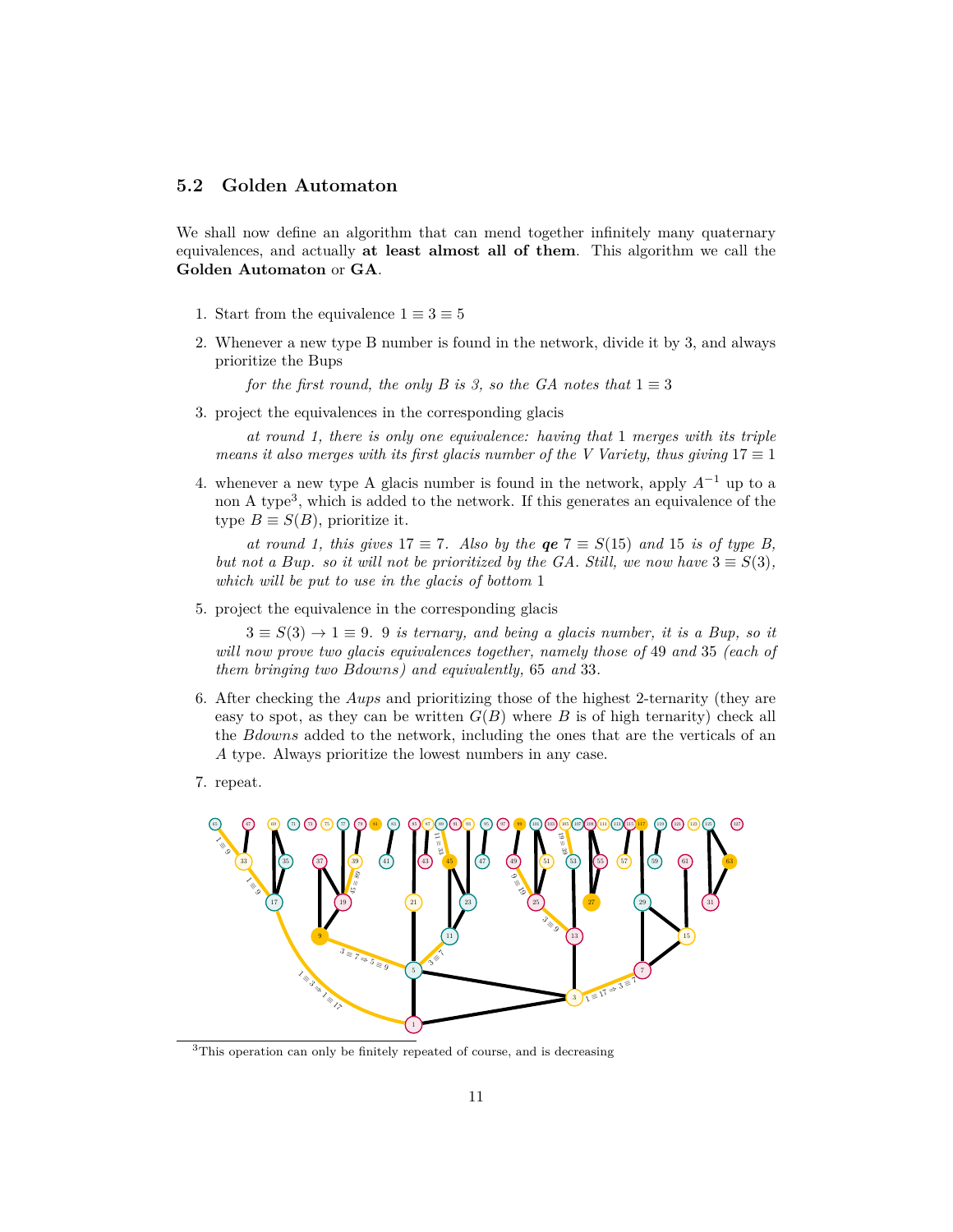### 5.2 Golden Automaton

We shall now define an algorithm that can mend together infinitely many quaternary equivalences, and actually **at least almost all of them**. This algorithm we call the **Golden Automaton** or **GA**.

1. Start from the equivalence $1 \equiv 3 \equiv 5$

2. Whenever a new type B number is found in the network, divide it by 3, and always prioritize the Bups

   *for the first round, the only B is 3, so the GA notes that* $1 \equiv 3$

3. project the equivalences in the corresponding glacis

   *at round 1, there is only one equivalence: having that* 1 *merges with its triple means it also merges with its first glacis number of the V Variety, thus giving* $17 \equiv 1$

4. whenever a new type A glacis number is found in the network, apply $A^{-1}$ up to a non A type[3], which is added to the network. If this generates an equivalence of the type $B \equiv S(B)$, prioritize it.

   *at round 1, this gives* $17 \equiv 7$*. Also by the* ***qe*** $7 \equiv S(15)$ *and* 15 *is of type B, but not a Bup. so it will not be prioritized by the GA. Still, we now have* $3 \equiv S(3)$*, which will be put to use in the glacis of bottom* 1

5. project the equivalence in the corresponding glacis

   $3 \equiv S(3) \rightarrow 1 \equiv 9$*.* 9 *is ternary, and being a glacis number, it is a Bup, so it will now prove two glacis equivalences together, namely those of* 49 *and* 35 *(each of them bringing two Bdowns) and equivalently,* 65 *and* 33*.*

6. After checking the *Aups* and prioritizing those of the highest 2-ternarity (they are easy to spot, as they can be written $G(B)$ where $B$ is of high ternarity) check all the *Bdowns* added to the network, including the ones that are the verticals of an $A$ type. Always prioritize the lowest numbers in any case.

7. repeat.

[3]This operation can only be finitely repeated of course, and is decreasing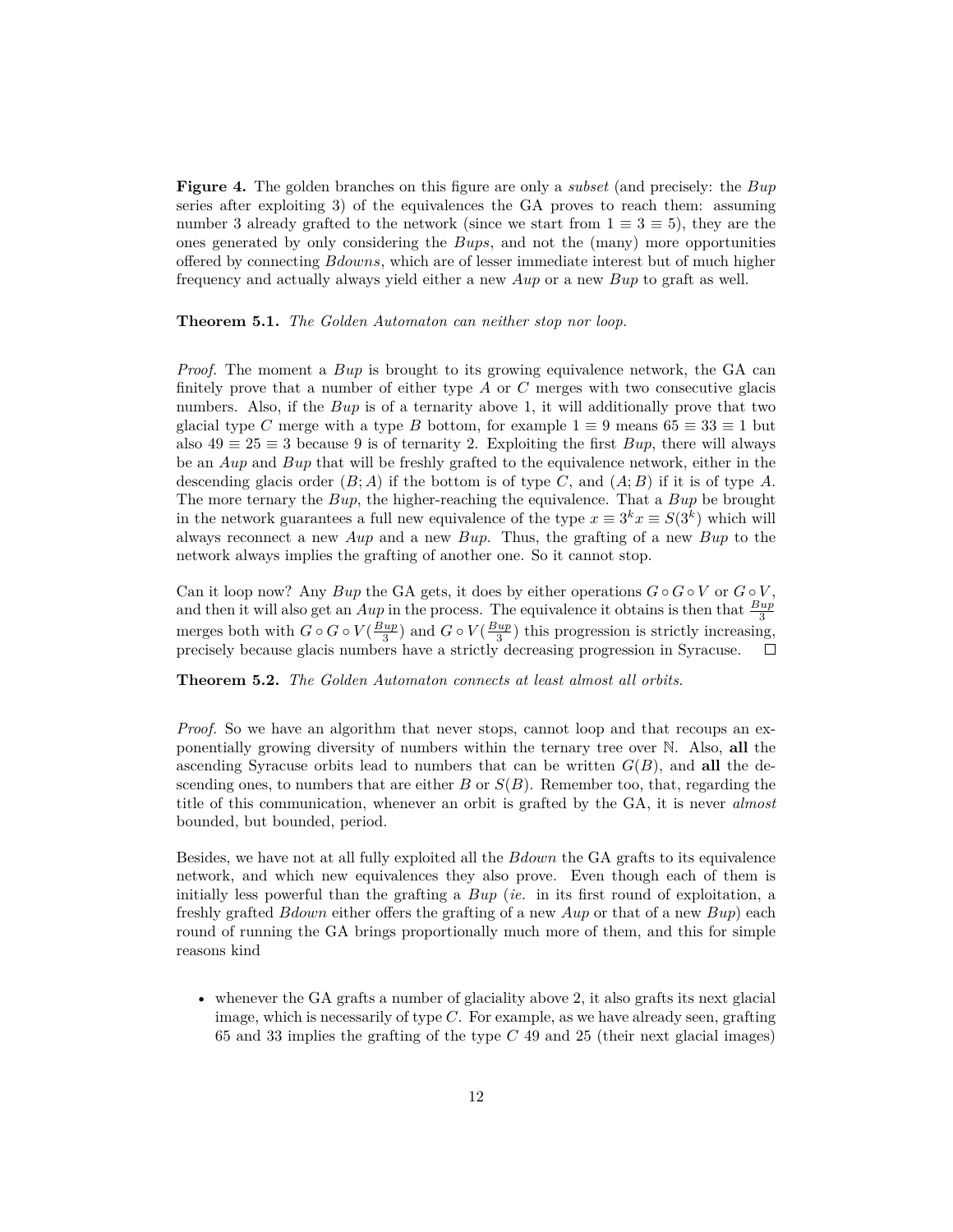**Figure 4.** The golden branches on this figure are only a *subset* (and precisely: the *Bup* series after exploiting 3) of the equivalences the GA proves to reach them: assuming number 3 already grafted to the network (since we start from $1 \equiv 3 \equiv 5$), they are the ones generated by only considering the *Bups*, and not the (many) more opportunities offered by connecting *Bdowns*, which are of lesser immediate interest but of much higher frequency and actually always yield either a new *Aup* or a new *Bup* to graft as well.

**Theorem 5.1.** *The Golden Automaton can neither stop nor loop.*

*Proof.* The moment a *Bup* is brought to its growing equivalence network, the GA can finitely prove that a number of either type $A$ or $C$ merges with two consecutive glacis numbers. Also, if the *Bup* is of a ternarity above 1, it will additionally prove that two glacial type $C$ merge with a type $B$ bottom, for example $1 \equiv 9$ means $65 \equiv 33 \equiv 1$ but also $49 \equiv 25 \equiv 3$ because 9 is of ternarity 2. Exploiting the first *Bup*, there will always be an *Aup* and *Bup* that will be freshly grafted to the equivalence network, either in the descending glacis order $(B; A)$ if the bottom is of type $C$, and $(A; B)$ if it is of type $A$. The more ternary the *Bup*, the higher-reaching the equivalence. That a *Bup* be brought in the network guarantees a full new equivalence of the type $x \equiv 3^k x \equiv S(3^k)$ which will always reconnect a new *Aup* and a new *Bup*. Thus, the grafting of a new *Bup* to the network always implies the grafting of another one. So it cannot stop.

Can it loop now? Any *Bup* the GA gets, it does by either operations $G \circ G \circ V$ or $G \circ V$, and then it will also get an *Aup* in the process. The equivalence it obtains is then that $\frac{Bup}{3}$ merges both with $G \circ G \circ V(\frac{Bup}{3})$ and $G \circ V(\frac{Bup}{3})$ this progression is strictly increasing, precisely because glacis numbers have a strictly decreasing progression in Syracuse. ☐

**Theorem 5.2.** *The Golden Automaton connects at least almost all orbits.*

*Proof.* So we have an algorithm that never stops, cannot loop and that recoups an exponentially growing diversity of numbers within the ternary tree over $\mathbb{N}$. Also, **all** the ascending Syracuse orbits lead to numbers that can be written $G(B)$, and **all** the descending ones, to numbers that are either $B$ or $S(B)$. Remember too, that, regarding the title of this communication, whenever an orbit is grafted by the GA, it is never *almost* bounded, but bounded, period.

Besides, we have not at all fully exploited all the *Bdown* the GA grafts to its equivalence network, and which new equivalences they also prove. Even though each of them is initially less powerful than the grafting a *Bup* (*ie.* in its first round of exploitation, a freshly grafted *Bdown* either offers the grafting of a new *Aup* or that of a new *Bup*) each round of running the GA brings proportionally much more of them, and this for simple reasons kind

- whenever the GA grafts a number of glaciality above 2, it also grafts its next glacial image, which is necessarily of type $C$. For example, as we have already seen, grafting 65 and 33 implies the grafting of the type $C$ 49 and 25 (their next glacial images)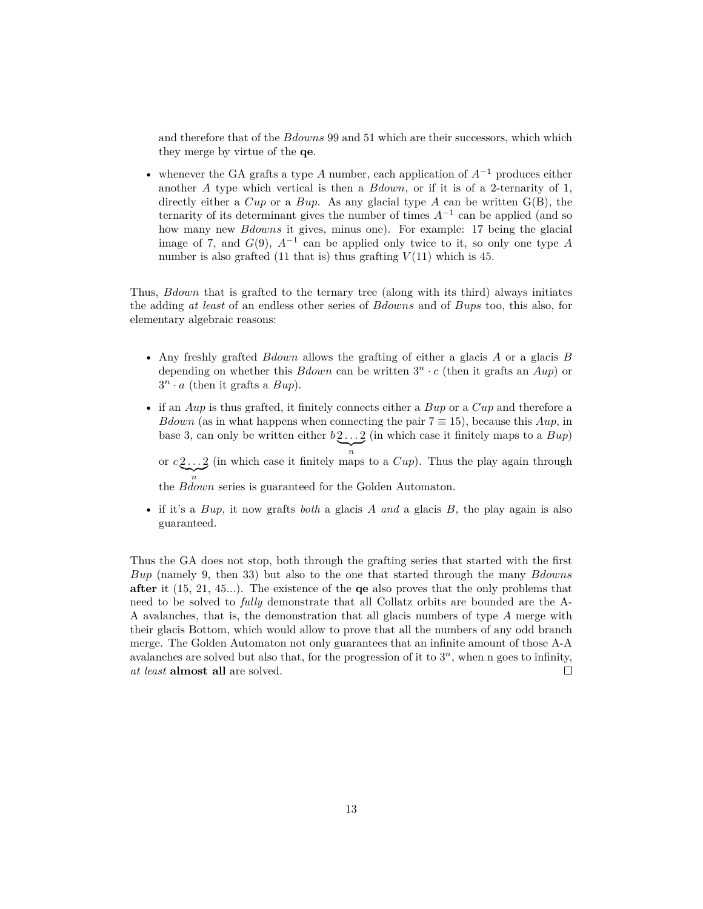and therefore that of the *Bdowns* 99 and 51 which are their successors, which which they merge by virtue of the **qe**.

- whenever the GA grafts a type $A$ number, each application of $A^{-1}$ produces either another $A$ type which vertical is then a *Bdown*, or if it is of a 2-ternarity of 1, directly either a *Cup* or a *Bup*. As any glacial type $A$ can be written G(B), the ternarity of its determinant gives the number of times $A^{-1}$ can be applied (and so how many new *Bdowns* it gives, minus one). For example: 17 being the glacial image of 7, and $G(9)$, $A^{-1}$ can be applied only twice to it, so only one type $A$ number is also grafted (11 that is) thus grafting $V(11)$ which is 45.

Thus, *Bdown* that is grafted to the ternary tree (along with its third) always initiates the adding *at least* of an endless other series of *Bdowns* and of *Bups* too, this also, for elementary algebraic reasons:

- Any freshly grafted *Bdown* allows the grafting of either a glacis $A$ or a glacis $B$ depending on whether this *Bdown* can be written $3^n \cdot c$ (then it grafts an *Aup*) or $3^n \cdot a$ (then it grafts a *Bup*).
- if an *Aup* is thus grafted, it finitely connects either a *Bup* or a *Cup* and therefore a *Bdown* (as in what happens when connecting the pair $7 \equiv 15$), because this *Aup*, in base 3, can only be written either $b\underbrace{2\ldots2}_{n}$ (in which case it finitely maps to a *Bup*) or $c\underbrace{2\ldots2}_{n}$ (in which case it finitely maps to a *Cup*). Thus the play again through the *Bdown* series is guaranteed for the Golden Automaton.
- if it's a *Bup*, it now grafts *both* a glacis $A$ *and* a glacis $B$, the play again is also guaranteed.

Thus the GA does not stop, both through the grafting series that started with the first *Bup* (namely 9, then 33) but also to the one that started through the many *Bdowns* **after** it (15, 21, 45...). The existence of the **qe** also proves that the only problems that need to be solved to *fully* demonstrate that all Collatz orbits are bounded are the A-A avalanches, that is, the demonstration that all glacis numbers of type $A$ merge with their glacis Bottom, which would allow to prove that all the numbers of any odd branch merge. The Golden Automaton not only guarantees that an infinite amount of those A-A avalanches are solved but also that, for the progression of it to $3^n$, when n goes to infinity, *at least* **almost all** are solved. □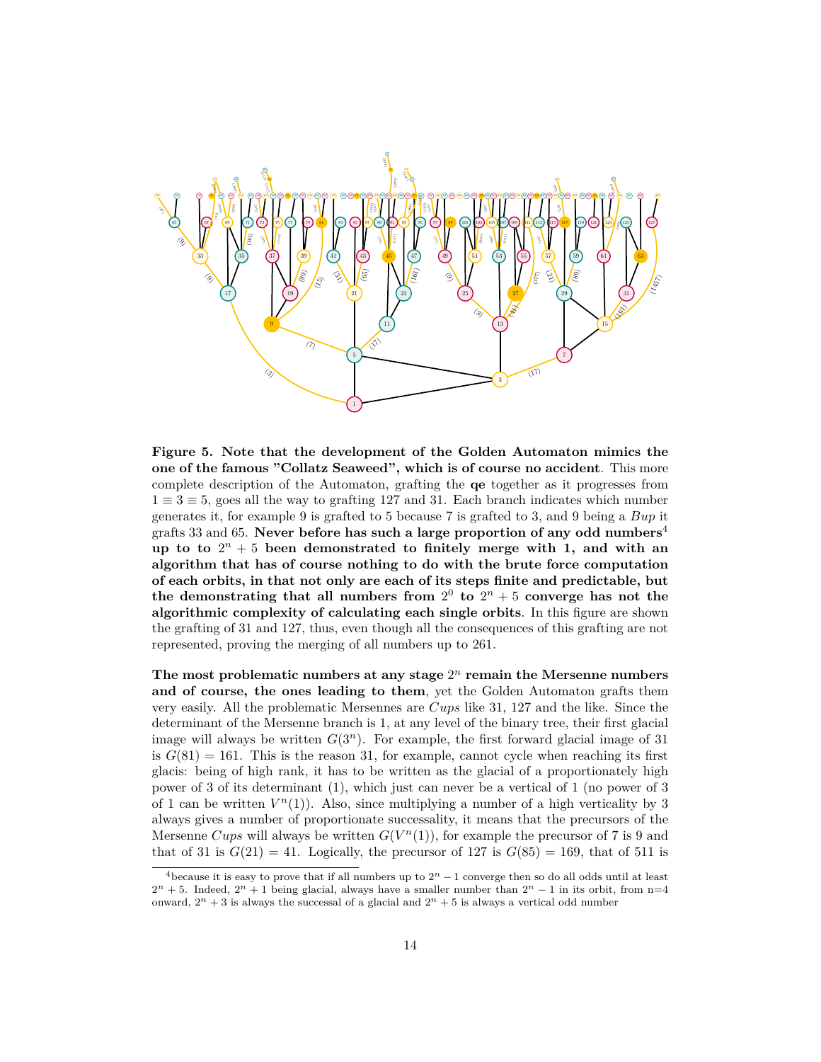**Figure 5. Note that the development of the Golden Automaton mimics the one of the famous "Collatz Seaweed", which is of course no accident**. This more complete description of the Automaton, grafting the **qe** together as it progresses from $1 \equiv 3 \equiv 5$, goes all the way to grafting 127 and 31. Each branch indicates which number generates it, for example 9 is grafted to 5 because 7 is grafted to 3, and 9 being a *Bup* it grafts 33 and 65. **Never before has such a large proportion of any odd numbers**[4] **up to to $2^n + 5$ been demonstrated to finitely merge with 1, and with an algorithm that has of course nothing to do with the brute force computation of each orbits, in that not only are each of its steps finite and predictable, but the demonstrating that all numbers from $2^0$ to $2^n + 5$ converge has not the algorithmic complexity of calculating each single orbits**. In this figure are shown the grafting of 31 and 127, thus, even though all the consequences of this grafting are not represented, proving the merging of all numbers up to 261.

**The most problematic numbers at any stage $2^n$ remain the Mersenne numbers and of course, the ones leading to them**, yet the Golden Automaton grafts them very easily. All the problematic Mersennes are *Cups* like 31, 127 and the like. Since the determinant of the Mersenne branch is 1, at any level of the binary tree, their first glacial image will always be written $G(3^n)$. For example, the first forward glacial image of 31 is $G(81) = 161$. This is the reason 31, for example, cannot cycle when reaching its first glacis: being of high rank, it has to be written as the glacial of a proportionately high power of 3 of its determinant (1), which just can never be a vertical of 1 (no power of 3 of 1 can be written $V^n(1)$). Also, since multiplying a number of a high verticality by 3 always gives a number of proportionate successality, it means that the precursors of the Mersenne *Cups* will always be written $G(V^n(1))$, for example the precursor of 7 is 9 and that of 31 is $G(21) = 41$. Logically, the precursor of 127 is $G(85) = 169$, that of 511 is

[4] because it is easy to prove that if all numbers up to $2^n - 1$ converge then so do all odds until at least $2^n + 5$. Indeed, $2^n + 1$ being glacial, always have a smaller number than $2^n - 1$ in its orbit, from n=4 onward, $2^n + 3$ is always the successal of a glacial and $2^n + 5$ is always a vertical odd number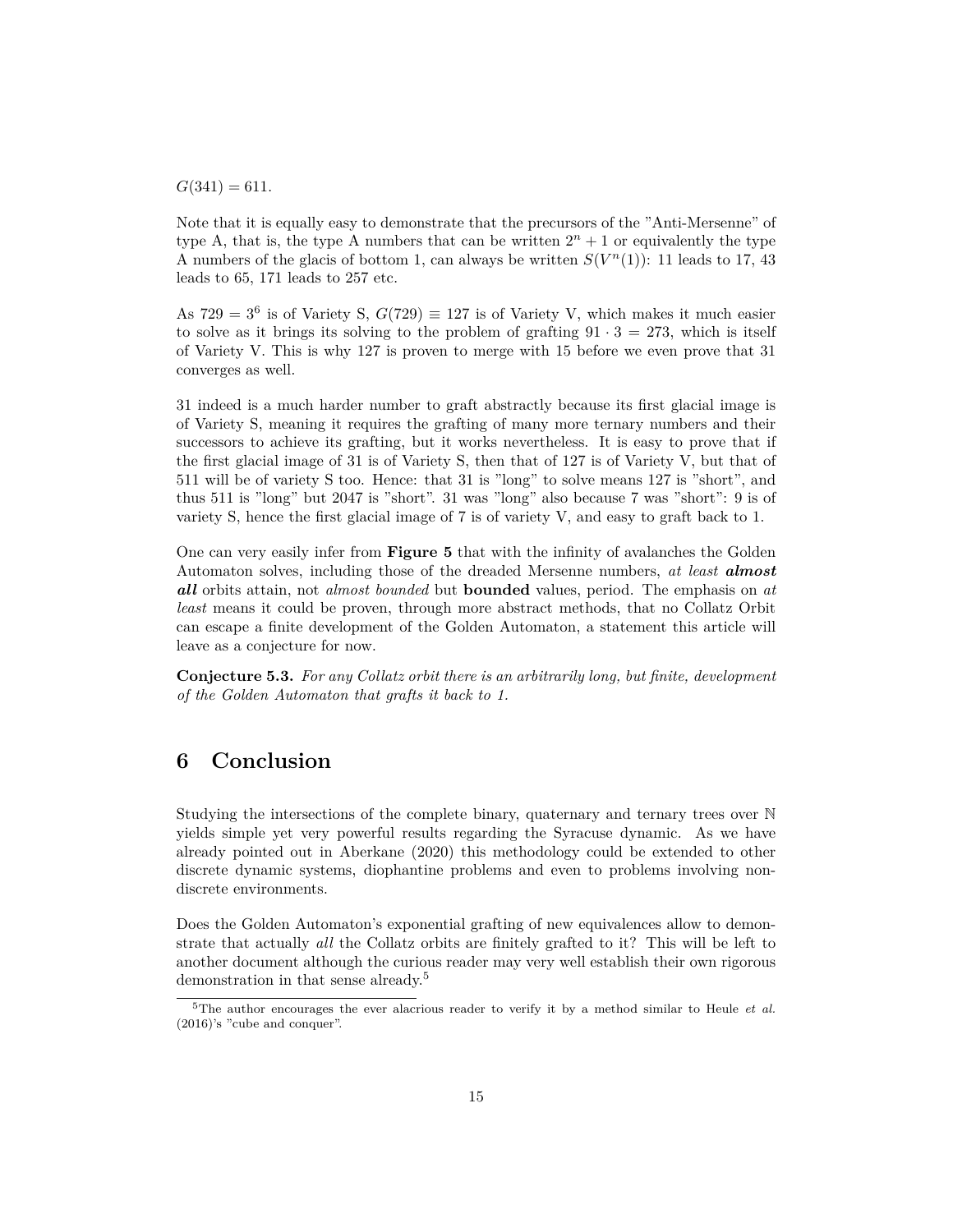$G(341) = 611$.

Note that it is equally easy to demonstrate that the precursors of the "Anti-Mersenne" of type A, that is, the type A numbers that can be written $2^n + 1$ or equivalently the type A numbers of the glacis of bottom 1, can always be written $S(V^n(1))$: 11 leads to 17, 43 leads to 65, 171 leads to 257 etc.

As $729 = 3^6$ is of Variety S, $G(729) \equiv 127$ is of Variety V, which makes it much easier to solve as it brings its solving to the problem of grafting $91 \cdot 3 = 273$, which is itself of Variety V. This is why 127 is proven to merge with 15 before we even prove that 31 converges as well.

31 indeed is a much harder number to graft abstractly because its first glacial image is of Variety S, meaning it requires the grafting of many more ternary numbers and their successors to achieve its grafting, but it works nevertheless. It is easy to prove that if the first glacial image of 31 is of Variety S, then that of 127 is of Variety V, but that of 511 will be of variety S too. Hence: that 31 is "long" to solve means 127 is "short", and thus 511 is "long" but 2047 is "short". 31 was "long" also because 7 was "short": 9 is of variety S, hence the first glacial image of 7 is of variety V, and easy to graft back to 1.

One can very easily infer from **Figure 5** that with the infinity of avalanches the Golden Automaton solves, including those of the dreaded Mersenne numbers, *at least **almost all*** orbits attain, not *almost bounded* but **bounded** values, period. The emphasis on *at least* means it could be proven, through more abstract methods, that no Collatz Orbit can escape a finite development of the Golden Automaton, a statement this article will leave as a conjecture for now.

**Conjecture 5.3.** *For any Collatz orbit there is an arbitrarily long, but finite, development of the Golden Automaton that grafts it back to 1.*

## 6 Conclusion

Studying the intersections of the complete binary, quaternary and ternary trees over $\mathbb{N}$ yields simple yet very powerful results regarding the Syracuse dynamic. As we have already pointed out in Aberkane (2020) this methodology could be extended to other discrete dynamic systems, diophantine problems and even to problems involving non-discrete environments.

Does the Golden Automaton's exponential grafting of new equivalences allow to demonstrate that actually *all* the Collatz orbits are finitely grafted to it? This will be left to another document although the curious reader may very well establish their own rigorous demonstration in that sense already.[5]

[5] The author encourages the ever alacrious reader to verify it by a method similar to Heule *et al.* (2016)'s "cube and conquer".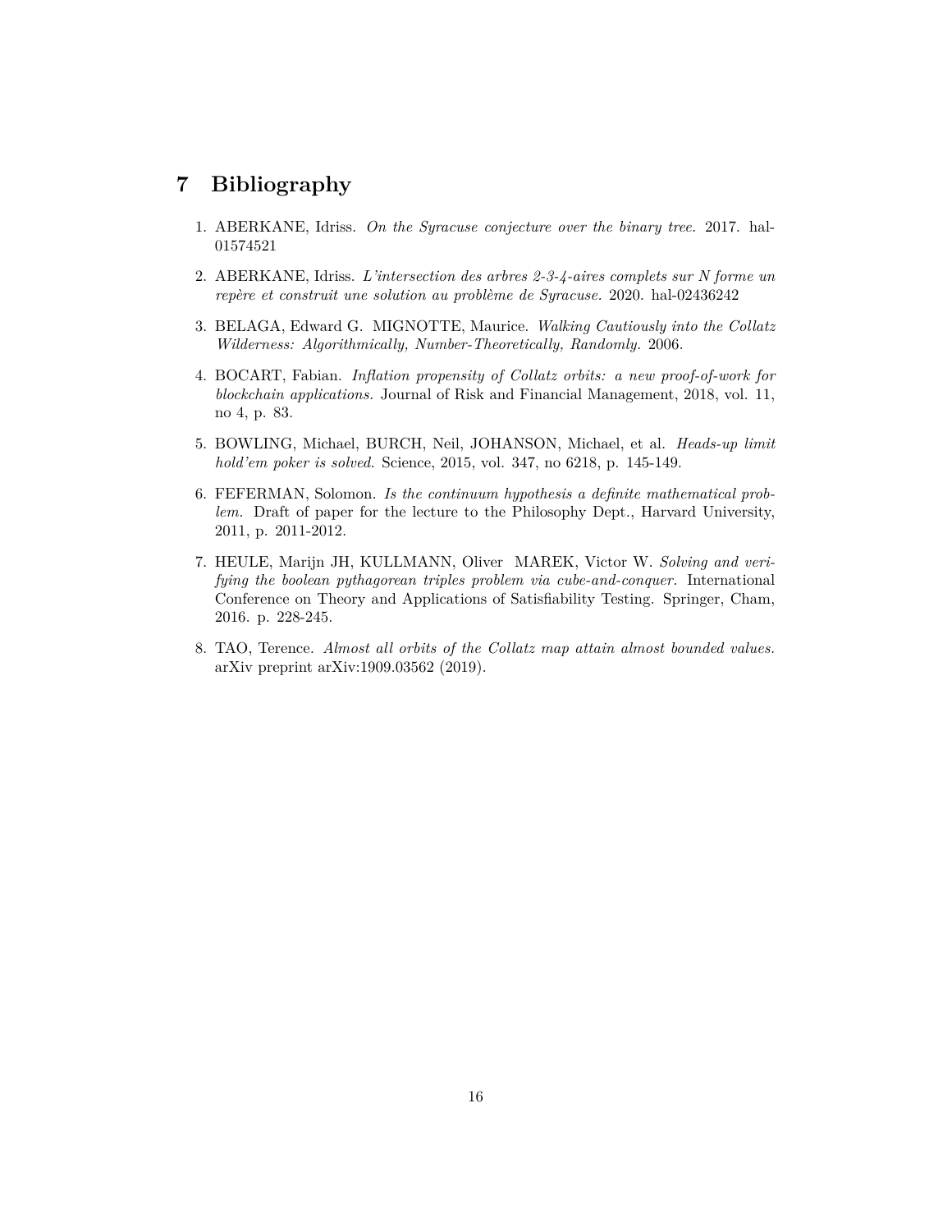# 7 Bibliography

1. ABERKANE, Idriss. *On the Syracuse conjecture over the binary tree.* 2017. hal-01574521

2. ABERKANE, Idriss. *L'intersection des arbres 2-3-4-aires complets sur N forme un repère et construit une solution au problème de Syracuse.* 2020. hal-02436242

3. BELAGA, Edward G. MIGNOTTE, Maurice. *Walking Cautiously into the Collatz Wilderness: Algorithmically, Number-Theoretically, Randomly.* 2006.

4. BOCART, Fabian. *Inflation propensity of Collatz orbits: a new proof-of-work for blockchain applications.* Journal of Risk and Financial Management, 2018, vol. 11, no 4, p. 83.

5. BOWLING, Michael, BURCH, Neil, JOHANSON, Michael, et al. *Heads-up limit hold'em poker is solved.* Science, 2015, vol. 347, no 6218, p. 145-149.

6. FEFERMAN, Solomon. *Is the continuum hypothesis a definite mathematical problem.* Draft of paper for the lecture to the Philosophy Dept., Harvard University, 2011, p. 2011-2012.

7. HEULE, Marijn JH, KULLMANN, Oliver MAREK, Victor W. *Solving and verifying the boolean pythagorean triples problem via cube-and-conquer.* International Conference on Theory and Applications of Satisfiability Testing. Springer, Cham, 2016. p. 228-245.

8. TAO, Terence. *Almost all orbits of the Collatz map attain almost bounded values.* arXiv preprint arXiv:1909.03562 (2019).